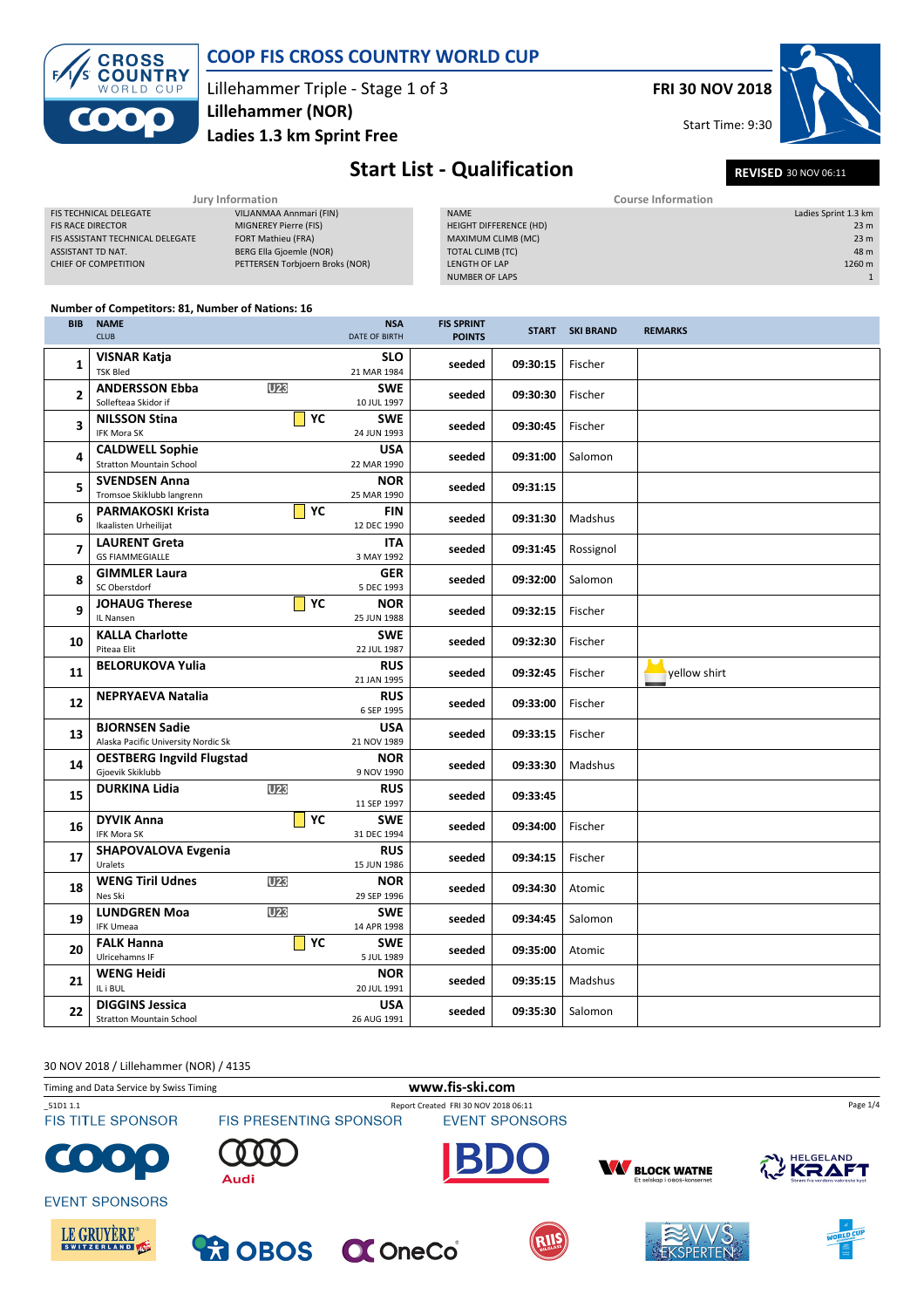# COOP FIS CROSS COUNTRY WORLD CUP

Lillehammer Triple - Stage 1 of 3

**Lillehammer (NOR)**

**Ladies 1.3 km Sprint Free**

**FRI 30 NOV 2018**

Start Time: 9:30

## Start List - Qualification

**REVISED** 30 NOV 06:11

| Jury Information | |
|---|---|
| FIS TECHNICAL DELEGATE | VILJANMAA Annmari (FIN) |
| FIS RACE DIRECTOR | MIGNEREY Pierre (FIS) |
| FIS ASSISTANT TECHNICAL DELEGATE | FORT Mathieu (FRA) |
| ASSISTANT TD NAT. | BERG Ella Gjoemle (NOR) |
| CHIEF OF COMPETITION | PETTERSEN Torbjoern Broks (NOR) |

| Course Information | |
|---|---|
| NAME | Ladies Sprint 1.3 km |
| HEIGHT DIFFERENCE (HD) | 23 m |
| MAXIMUM CLIMB (MC) | 23 m |
| TOTAL CLIMB (TC) | 48 m |
| LENGTH OF LAP | 1260 m |
| NUMBER OF LAPS | 1 |

**Number of Competitors: 81, Number of Nations: 16**

| BIB | NAME / CLUB | | NSA / DATE OF BIRTH | FIS SPRINT POINTS | START | SKI BRAND | REMARKS |
|---|---|---|---|---|---|---|---|
| 1 | **VISNAR Katja** TSK Bled | | **SLO** 21 MAR 1984 | seeded | 09:30:15 | Fischer | |
| 2 | **ANDERSSON Ebba** Sollefteaa Skidor if | U23 | **SWE** 10 JUL 1997 | seeded | 09:30:30 | Fischer | |
| 3 | **NILSSON Stina** IFK Mora SK | YC | **SWE** 24 JUN 1993 | seeded | 09:30:45 | Fischer | |
| 4 | **CALDWELL Sophie** Stratton Mountain School | | **USA** 22 MAR 1990 | seeded | 09:31:00 | Salomon | |
| 5 | **SVENDSEN Anna** Tromsoe Skiklubb langrenn | | **NOR** 25 MAR 1990 | seeded | 09:31:15 | | |
| 6 | **PARMAKOSKI Krista** Ikaalisten Urheilijat | YC | **FIN** 12 DEC 1990 | seeded | 09:31:30 | Madshus | |
| 7 | **LAURENT Greta** GS FIAMMEGIALLE | | **ITA** 3 MAY 1992 | seeded | 09:31:45 | Rossignol | |
| 8 | **GIMMLER Laura** SC Oberstdorf | | **GER** 5 DEC 1993 | seeded | 09:32:00 | Salomon | |
| 9 | **JOHAUG Therese** IL Nansen | YC | **NOR** 25 JUN 1988 | seeded | 09:32:15 | Fischer | |
| 10 | **KALLA Charlotte** Piteaa Elit | | **SWE** 22 JUL 1987 | seeded | 09:32:30 | Fischer | |
| 11 | **BELORUKOVA Yulia** | | **RUS** 21 JAN 1995 | seeded | 09:32:45 | Fischer | yellow shirt |
| 12 | **NEPRYAEVA Natalia** | | **RUS** 6 SEP 1995 | seeded | 09:33:00 | Fischer | |
| 13 | **BJORNSEN Sadie** Alaska Pacific University Nordic Sk | | **USA** 21 NOV 1989 | seeded | 09:33:15 | Fischer | |
| 14 | **OESTBERG Ingvild Flugstad** Gjoevik Skiklubb | | **NOR** 9 NOV 1990 | seeded | 09:33:30 | Madshus | |
| 15 | **DURKINA Lidia** | U23 | **RUS** 11 SEP 1997 | seeded | 09:33:45 | | |
| 16 | **DYVIK Anna** IFK Mora SK | YC | **SWE** 31 DEC 1994 | seeded | 09:34:00 | Fischer | |
| 17 | **SHAPOVALOVA Evgenia** Uralets | | **RUS** 15 JUN 1986 | seeded | 09:34:15 | Fischer | |
| 18 | **WENG Tiril Udnes** Nes Ski | U23 | **NOR** 29 SEP 1996 | seeded | 09:34:30 | Atomic | |
| 19 | **LUNDGREN Moa** IFK Umeaa | U23 | **SWE** 14 APR 1998 | seeded | 09:34:45 | Salomon | |
| 20 | **FALK Hanna** Ulricehamns IF | YC | **SWE** 5 JUL 1989 | seeded | 09:35:00 | Atomic | |
| 21 | **WENG Heidi** IL i BUL | | **NOR** 20 JUL 1991 | seeded | 09:35:15 | Madshus | |
| 22 | **DIGGINS Jessica** Stratton Mountain School | | **USA** 26 AUG 1991 | seeded | 09:35:30 | Salomon | |

30 NOV 2018 / Lillehammer (NOR) / 4135

Timing and Data Service by Swiss Timing

www.fis-ski.com

_51D1 1.1 Report Created FRI 30 NOV 2018 06:11

FIS TITLE SPONSOR FIS PRESENTING SPONSOR EVENT SPONSORS

EVENT SPONSORS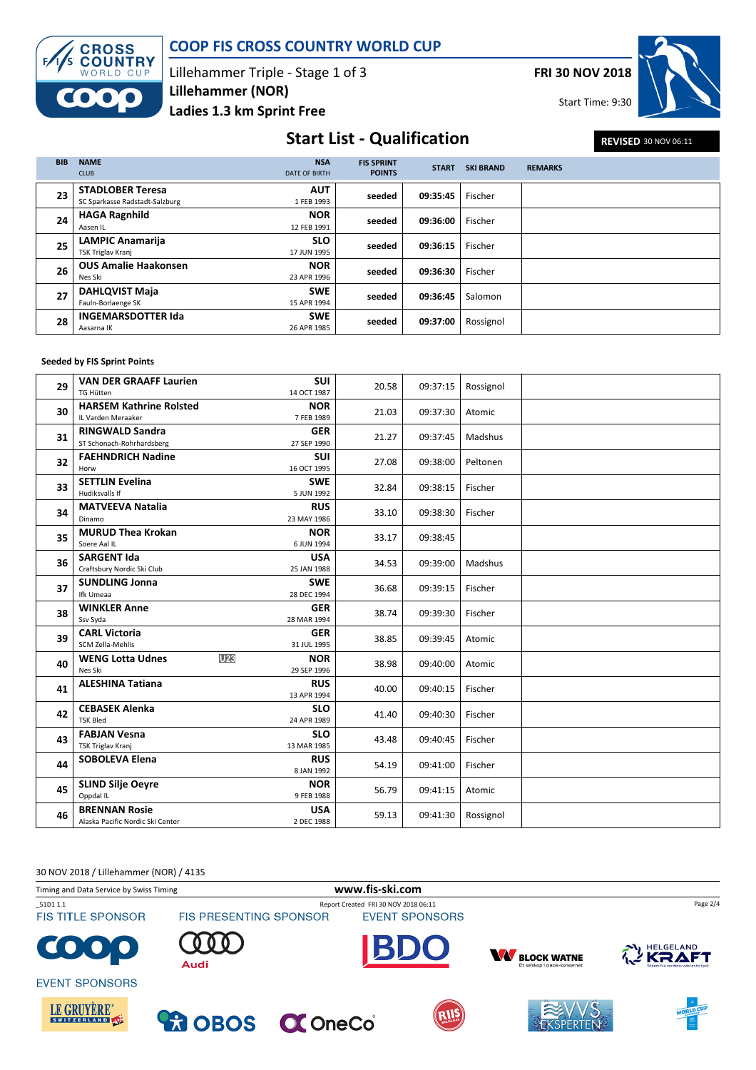# COOP FIS CROSS COUNTRY WORLD CUP

Lillehammer Triple - Stage 1 of 3

**Lillehammer (NOR)**

**Ladies 1.3 km Sprint Free**

**FRI 30 NOV 2018**

Start Time: 9:30

## Start List - Qualification

**REVISED** 30 NOV 06:11

| BIB | NAME / CLUB | NSA / DATE OF BIRTH | FIS SPRINT POINTS | START | SKI BRAND | REMARKS |
|---|---|---|---|---|---|---|
| 23 | **STADLOBER Teresa** SC Sparkasse Radstadt-Salzburg | **AUT** 1 FEB 1993 | seeded | 09:35:45 | Fischer | |
| 24 | **HAGA Ragnhild** Aasen IL | **NOR** 12 FEB 1991 | seeded | 09:36:00 | Fischer | |
| 25 | **LAMPIC Anamarija** TSK Triglav Kranj | **SLO** 17 JUN 1995 | seeded | 09:36:15 | Fischer | |
| 26 | **OUS Amalie Haakonsen** Nes Ski | **NOR** 23 APR 1996 | seeded | 09:36:30 | Fischer | |
| 27 | **DAHLQVIST Maja** Fauln-Borlaenge SK | **SWE** 15 APR 1994 | seeded | 09:36:45 | Salomon | |
| 28 | **INGEMARSDOTTER Ida** Aasarna IK | **SWE** 26 APR 1985 | seeded | 09:37:00 | Rossignol | |

**Seeded by FIS Sprint Points**

| BIB | NAME / CLUB | NSA / DATE OF BIRTH | FIS SPRINT POINTS | START | SKI BRAND | REMARKS |
|---|---|---|---|---|---|---|
| 29 | **VAN DER GRAAFF Laurien** TG Hütten | **SUI** 14 OCT 1987 | 20.58 | 09:37:15 | Rossignol | |
| 30 | **HARSEM Kathrine Rolsted** IL Varden Meraaker | **NOR** 7 FEB 1989 | 21.03 | 09:37:30 | Atomic | |
| 31 | **RINGWALD Sandra** ST Schonach-Rohrhardsberg | **GER** 27 SEP 1990 | 21.27 | 09:37:45 | Madshus | |
| 32 | **FAEHNDRICH Nadine** Horw | **SUI** 16 OCT 1995 | 27.08 | 09:38:00 | Peltonen | |
| 33 | **SETTLIN Evelina** Hudiksvalls If | **SWE** 5 JUN 1992 | 32.84 | 09:38:15 | Fischer | |
| 34 | **MATVEEVA Natalia** Dinamo | **RUS** 23 MAY 1986 | 33.10 | 09:38:30 | Fischer | |
| 35 | **MURUD Thea Krokan** Soere Aal IL | **NOR** 6 JUN 1994 | 33.17 | 09:38:45 | | |
| 36 | **SARGENT Ida** Craftsbury Nordic Ski Club | **USA** 25 JAN 1988 | 34.53 | 09:39:00 | Madshus | |
| 37 | **SUNDLING Jonna** Ifk Umeaa | **SWE** 28 DEC 1994 | 36.68 | 09:39:15 | Fischer | |
| 38 | **WINKLER Anne** Ssv Syda | **GER** 28 MAR 1994 | 38.74 | 09:39:30 | Fischer | |
| 39 | **CARL Victoria** SCM Zella-Mehlis | **GER** 31 JUL 1995 | 38.85 | 09:39:45 | Atomic | |
| 40 | **WENG Lotta Udnes** U23 Nes Ski | **NOR** 29 SEP 1996 | 38.98 | 09:40:00 | Atomic | |
| 41 | **ALESHINA Tatiana** | **RUS** 13 APR 1994 | 40.00 | 09:40:15 | Fischer | |
| 42 | **CEBASEK Alenka** TSK Bled | **SLO** 24 APR 1989 | 41.40 | 09:40:30 | Fischer | |
| 43 | **FABJAN Vesna** TSK Triglav Kranj | **SLO** 13 MAR 1985 | 43.48 | 09:40:45 | Fischer | |
| 44 | **SOBOLEVA Elena** | **RUS** 8 JAN 1992 | 54.19 | 09:41:00 | Fischer | |
| 45 | **SLIND Silje Oeyre** Oppdal IL | **NOR** 9 FEB 1988 | 56.79 | 09:41:15 | Atomic | |
| 46 | **BRENNAN Rosie** Alaska Pacific Nordic Ski Center | **USA** 2 DEC 1988 | 59.13 | 09:41:30 | Rossignol | |

30 NOV 2018 / Lillehammer (NOR) / 4135

Timing and Data Service by Swiss Timing — www.fis-ski.com

_51D1 1.1 — Report Created FRI 30 NOV 2018 06:11

FIS TITLE SPONSOR: COOP — FIS PRESENTING SPONSOR: Audi — EVENT SPONSORS: BDO, Block Watne, Helgeland Kraft, Le Gruyère, OBOS, OneCo, Riis, VVS Eksperten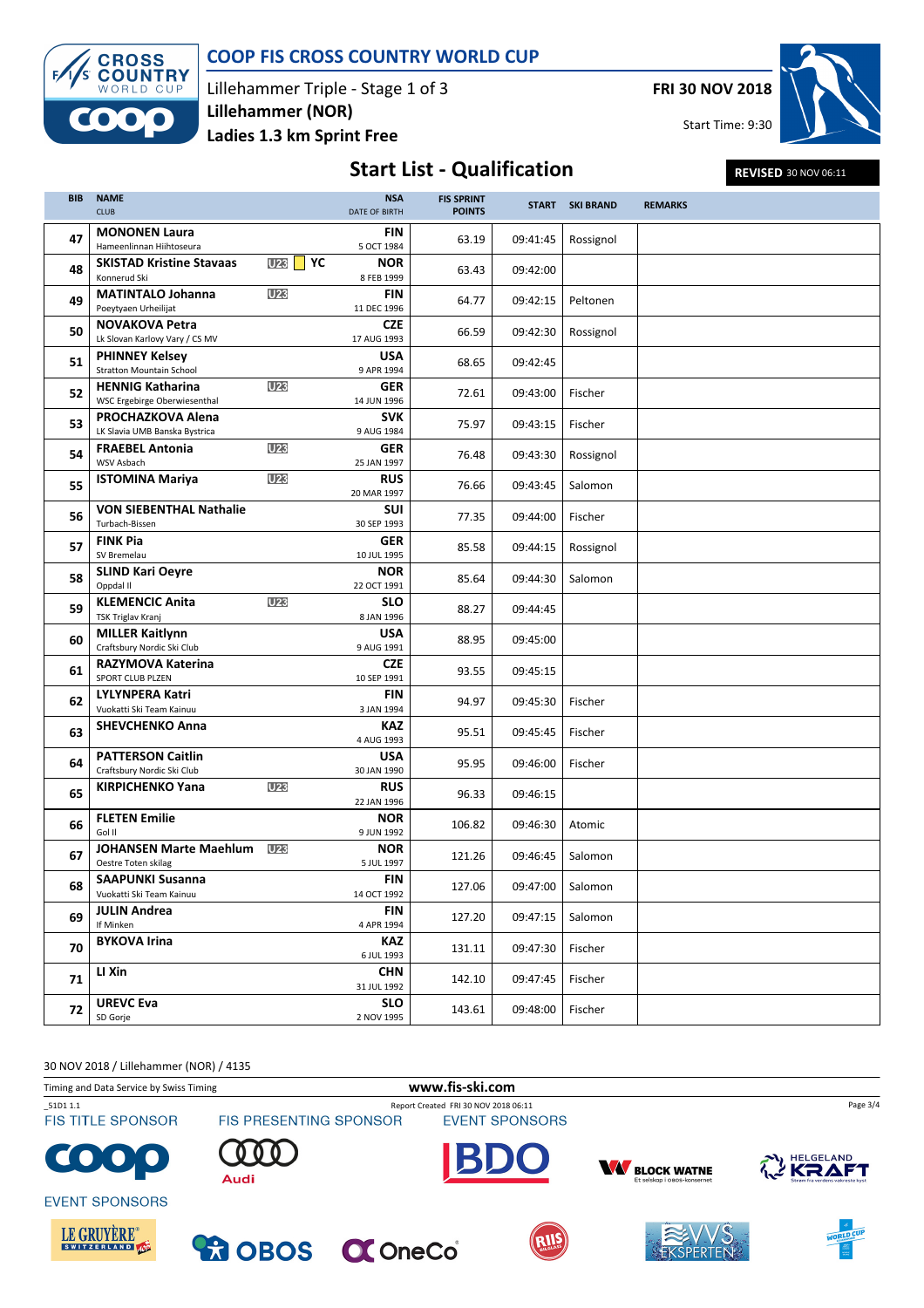# COOP FIS CROSS COUNTRY WORLD CUP

Lillehammer Triple - Stage 1 of 3

**Lillehammer (NOR)**

**Ladies 1.3 km Sprint Free**

**FRI 30 NOV 2018**

Start Time: 9:30

## Start List - Qualification

**REVISED** 30 NOV 06:11

| BIB | NAME / CLUB | | NSA / DATE OF BIRTH | FIS SPRINT POINTS | START | SKI BRAND | REMARKS |
|---|---|---|---|---|---|---|---|
| 47 | **MONONEN Laura** Hameenlinnan Hiihtoseura | | **FIN** 5 OCT 1984 | 63.19 | 09:41:45 | Rossignol | |
| 48 | **SKISTAD Kristine Stavaas** Konnerud Ski | U23 YC | **NOR** 8 FEB 1999 | 63.43 | 09:42:00 | | |
| 49 | **MATINTALO Johanna** Poeytyaen Urheilijat | U23 | **FIN** 11 DEC 1996 | 64.77 | 09:42:15 | Peltonen | |
| 50 | **NOVAKOVA Petra** Lk Slovan Karlovy Vary / CS MV | | **CZE** 17 AUG 1993 | 66.59 | 09:42:30 | Rossignol | |
| 51 | **PHINNEY Kelsey** Stratton Mountain School | | **USA** 9 APR 1994 | 68.65 | 09:42:45 | | |
| 52 | **HENNIG Katharina** WSC Ergebirge Oberwiesenthal | U23 | **GER** 14 JUN 1996 | 72.61 | 09:43:00 | Fischer | |
| 53 | **PROCHAZKOVA Alena** LK Slavia UMB Banska Bystrica | | **SVK** 9 AUG 1984 | 75.97 | 09:43:15 | Fischer | |
| 54 | **FRAEBEL Antonia** WSV Asbach | U23 | **GER** 25 JAN 1997 | 76.48 | 09:43:30 | Rossignol | |
| 55 | **ISTOMINA Mariya** | U23 | **RUS** 20 MAR 1997 | 76.66 | 09:43:45 | Salomon | |
| 56 | **VON SIEBENTHAL Nathalie** Turbach-Bissen | | **SUI** 30 SEP 1993 | 77.35 | 09:44:00 | Fischer | |
| 57 | **FINK Pia** SV Bremelau | | **GER** 10 JUL 1995 | 85.58 | 09:44:15 | Rossignol | |
| 58 | **SLIND Kari Oeyre** Oppdal Il | | **NOR** 22 OCT 1991 | 85.64 | 09:44:30 | Salomon | |
| 59 | **KLEMENCIC Anita** TSK Triglav Kranj | U23 | **SLO** 8 JAN 1996 | 88.27 | 09:44:45 | | |
| 60 | **MILLER Kaitlynn** Craftsbury Nordic Ski Club | | **USA** 9 AUG 1991 | 88.95 | 09:45:00 | | |
| 61 | **RAZYMOVA Katerina** SPORT CLUB PLZEN | | **CZE** 10 SEP 1991 | 93.55 | 09:45:15 | | |
| 62 | **LYLYNPERA Katri** Vuokatti Ski Team Kainuu | | **FIN** 3 JAN 1994 | 94.97 | 09:45:30 | Fischer | |
| 63 | **SHEVCHENKO Anna** | | **KAZ** 4 AUG 1993 | 95.51 | 09:45:45 | Fischer | |
| 64 | **PATTERSON Caitlin** Craftsbury Nordic Ski Club | | **USA** 30 JAN 1990 | 95.95 | 09:46:00 | Fischer | |
| 65 | **KIRPICHENKO Yana** | U23 | **RUS** 22 JAN 1996 | 96.33 | 09:46:15 | | |
| 66 | **FLETEN Emilie** Gol Il | | **NOR** 9 JUN 1992 | 106.82 | 09:46:30 | Atomic | |
| 67 | **JOHANSEN Marte Maehlum** Oestre Toten skilag | U23 | **NOR** 5 JUL 1997 | 121.26 | 09:46:45 | Salomon | |
| 68 | **SAAPUNKI Susanna** Vuokatti Ski Team Kainuu | | **FIN** 14 OCT 1992 | 127.06 | 09:47:00 | Salomon | |
| 69 | **JULIN Andrea** If Minken | | **FIN** 4 APR 1994 | 127.20 | 09:47:15 | Salomon | |
| 70 | **BYKOVA Irina** | | **KAZ** 6 JUL 1993 | 131.11 | 09:47:30 | Fischer | |
| 71 | **LI Xin** | | **CHN** 31 JUL 1992 | 142.10 | 09:47:45 | Fischer | |
| 72 | **UREVC Eva** SD Gorje | | **SLO** 2 NOV 1995 | 143.61 | 09:48:00 | Fischer | |

30 NOV 2018 / Lillehammer (NOR) / 4135

Timing and Data Service by Swiss Timing

www.fis-ski.com

_51D1 1.1 Report Created FRI 30 NOV 2018 06:11

FIS TITLE SPONSOR — FIS PRESENTING SPONSOR — EVENT SPONSORS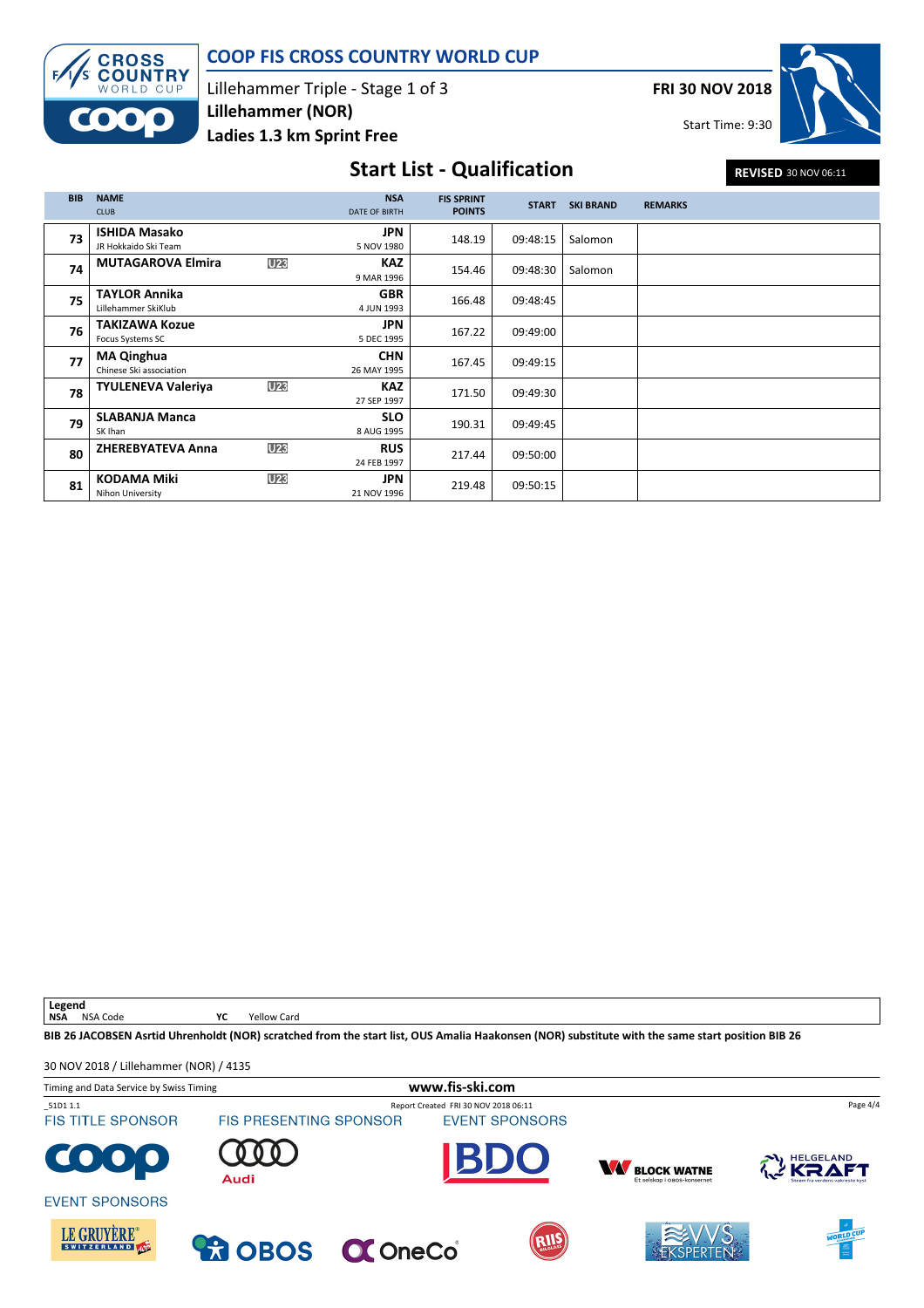# COOP FIS CROSS COUNTRY WORLD CUP

Lillehammer Triple - Stage 1 of 3

**Lillehammer (NOR)**

**Ladies 1.3 km Sprint Free**

**FRI 30 NOV 2018**

Start Time: 9:30

## Start List - Qualification

**REVISED** 30 NOV 06:11

| BIB | NAME / CLUB | | NSA / DATE OF BIRTH | FIS SPRINT POINTS | START | SKI BRAND | REMARKS |
|---|---|---|---|---|---|---|---|
| 73 | **ISHIDA Masako** JR Hokkaido Ski Team | | **JPN** 5 NOV 1980 | 148.19 | 09:48:15 | Salomon | |
| 74 | **MUTAGAROVA Elmira** | U23 | **KAZ** 9 MAR 1996 | 154.46 | 09:48:30 | Salomon | |
| 75 | **TAYLOR Annika** Lillehammer SkiKlub | | **GBR** 4 JUN 1993 | 166.48 | 09:48:45 | | |
| 76 | **TAKIZAWA Kozue** Focus Systems SC | | **JPN** 5 DEC 1995 | 167.22 | 09:49:00 | | |
| 77 | **MA Qinghua** Chinese Ski association | | **CHN** 26 MAY 1995 | 167.45 | 09:49:15 | | |
| 78 | **TYULENEVA Valeriya** | U23 | **KAZ** 27 SEP 1997 | 171.50 | 09:49:30 | | |
| 79 | **SLABANJA Manca** SK Ihan | | **SLO** 8 AUG 1995 | 190.31 | 09:49:45 | | |
| 80 | **ZHEREBYATEVA Anna** | U23 | **RUS** 24 FEB 1997 | 217.44 | 09:50:00 | | |
| 81 | **KODAMA Miki** Nihon University | U23 | **JPN** 21 NOV 1996 | 219.48 | 09:50:15 | | |

**Legend**
**NSA** NSA Code **YC** Yellow Card

**BIB 26 JACOBSEN Astrid Uhrenholdt (NOR) scratched from the start list, OUS Amalia Haakonsen (NOR) substitute with the same start position BIB 26**

30 NOV 2018 / Lillehammer (NOR) / 4135

Timing and Data Service by Swiss Timing

www.fis-ski.com

_51D1 1.1 Report Created FRI 30 NOV 2018 06:11

FIS TITLE SPONSOR FIS PRESENTING SPONSOR EVENT SPONSORS

EVENT SPONSORS